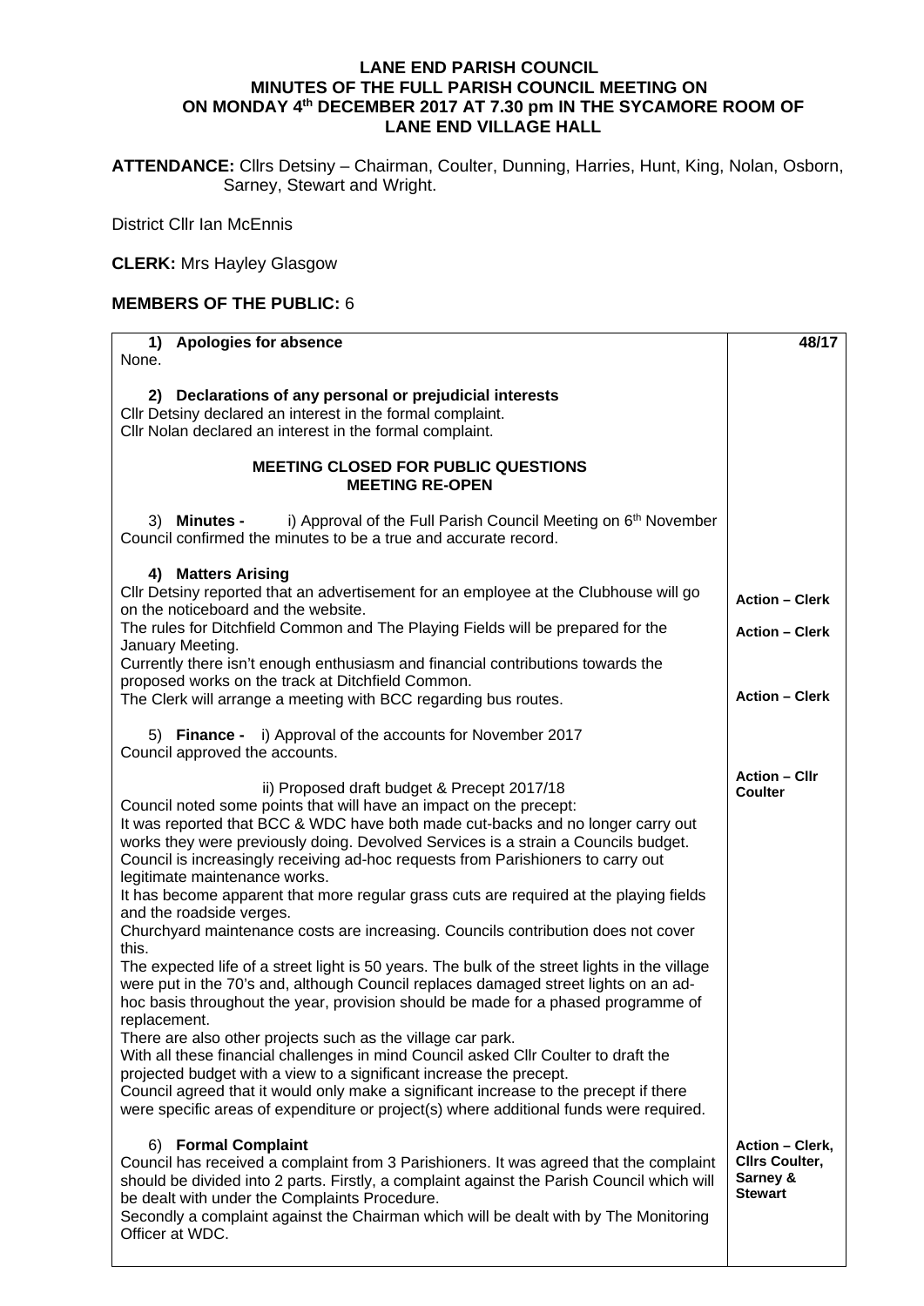# LANE END PARISH COUNCIL
## MINUTES OF THE FULL PARISH COUNCIL MEETING ON ON MONDAY 4th DECEMBER 2017 AT 7.30 pm IN THE SYCAMORE ROOM OF LANE END VILLAGE HALL

**ATTENDANCE:** Cllrs Detsiny – Chairman, Coulter, Dunning, Harries, Hunt, King, Nolan, Osborn, Sarney, Stewart and Wright.

District Cllr Ian McEnnis

**CLERK:** Mrs Hayley Glasgow

**MEMBERS OF THE PUBLIC:** 6

| | **48/17** |
|---|---|
| **1) Apologies for absence**<br>None. | |
| **2) Declarations of any personal or prejudicial interests**<br>Cllr Detsiny declared an interest in the formal complaint.<br>Cllr Nolan declared an interest in the formal complaint. | |
| **MEETING CLOSED FOR PUBLIC QUESTIONS**<br>**MEETING RE-OPEN** | |
| 3) **Minutes -** i) Approval of the Full Parish Council Meeting on 6th November<br>Council confirmed the minutes to be a true and accurate record. | |
| **4) Matters Arising**<br>Cllr Detsiny reported that an advertisement for an employee at the Clubhouse will go on the noticeboard and the website. | **Action – Clerk** |
| The rules for Ditchfield Common and The Playing Fields will be prepared for the January Meeting. | **Action – Clerk** |
| Currently there isn't enough enthusiasm and financial contributions towards the proposed works on the track at Ditchfield Common.<br>The Clerk will arrange a meeting with BCC regarding bus routes. | **Action – Clerk** |
| 5) **Finance -** i) Approval of the accounts for November 2017<br>Council approved the accounts. | |
| ii) Proposed draft budget & Precept 2017/18<br>Council noted some points that will have an impact on the precept:<br>It was reported that BCC & WDC have both made cut-backs and no longer carry out works they were previously doing. Devolved Services is a strain a Councils budget.<br>Council is increasingly receiving ad-hoc requests from Parishioners to carry out legitimate maintenance works.<br>It has become apparent that more regular grass cuts are required at the playing fields and the roadside verges.<br>Churchyard maintenance costs are increasing. Councils contribution does not cover this.<br>The expected life of a street light is 50 years. The bulk of the street lights in the village were put in the 70's and, although Council replaces damaged street lights on an ad-hoc basis throughout the year, provision should be made for a phased programme of replacement.<br>There are also other projects such as the village car park.<br>With all these financial challenges in mind Council asked Cllr Coulter to draft the projected budget with a view to a significant increase the precept.<br>Council agreed that it would only make a significant increase to the precept if there were specific areas of expenditure or project(s) where additional funds were required. | **Action – Cllr Coulter** |
| 6) **Formal Complaint**<br>Council has received a complaint from 3 Parishioners. It was agreed that the complaint should be divided into 2 parts. Firstly, a complaint against the Parish Council which will be dealt with under the Complaints Procedure.<br>Secondly a complaint against the Chairman which will be dealt with by The Monitoring Officer at WDC. | **Action – Clerk, Cllrs Coulter, Sarney & Stewart** |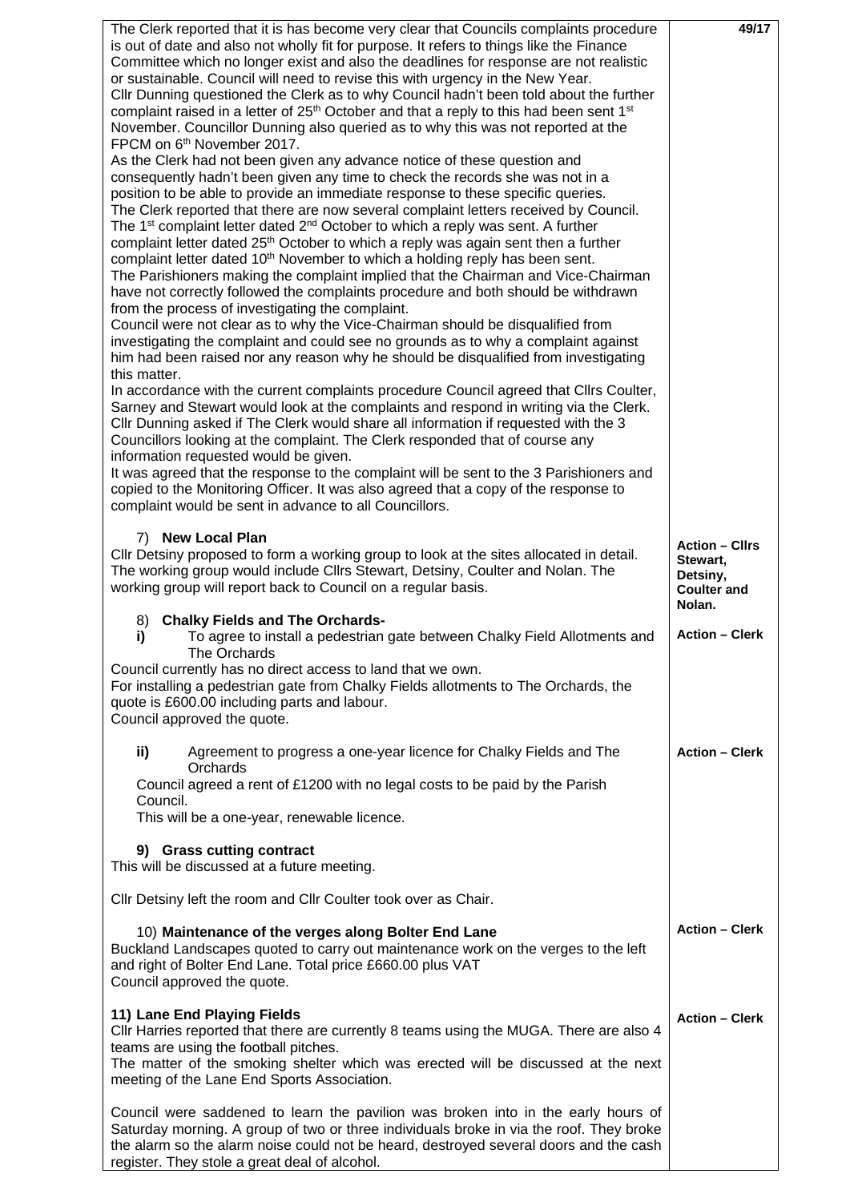| | 49/17 |
|---|---|
| The Clerk reported that it is has become very clear that Councils complaints procedure is out of date and also not wholly fit for purpose. It refers to things like the Finance Committee which no longer exist and also the deadlines for response are not realistic or sustainable. Council will need to revise this with urgency in the New Year.<br>Cllr Dunning questioned the Clerk as to why Council hadn't been told about the further complaint raised in a letter of 25th October and that a reply to this had been sent 1st November. Councillor Dunning also queried as to why this was not reported at the FPCM on 6th November 2017.<br>As the Clerk had not been given any advance notice of these question and consequently hadn't been given any time to check the records she was not in a position to be able to provide an immediate response to these specific queries.<br>The Clerk reported that there are now several complaint letters received by Council. The 1st complaint letter dated 2nd October to which a reply was sent. A further complaint letter dated 25th October to which a reply was again sent then a further complaint letter dated 10th November to which a holding reply has been sent.<br>The Parishioners making the complaint implied that the Chairman and Vice-Chairman have not correctly followed the complaints procedure and both should be withdrawn from the process of investigating the complaint.<br>Council were not clear as to why the Vice-Chairman should be disqualified from investigating the complaint and could see no grounds as to why a complaint against him had been raised nor any reason why he should be disqualified from investigating this matter.<br>In accordance with the current complaints procedure Council agreed that Cllrs Coulter, Sarney and Stewart would look at the complaints and respond in writing via the Clerk.<br>Cllr Dunning asked if The Clerk would share all information if requested with the 3 Councillors looking at the complaint. The Clerk responded that of course any information requested would be given.<br>It was agreed that the response to the complaint will be sent to the 3 Parishioners and copied to the Monitoring Officer. It was also agreed that a copy of the response to complaint would be sent in advance to all Councillors. | |
| 7) **New Local Plan**<br>Cllr Detsiny proposed to form a working group to look at the sites allocated in detail. The working group would include Cllrs Stewart, Detsiny, Coulter and Nolan. The working group will report back to Council on a regular basis. | **Action – Cllrs Stewart, Detsiny, Coulter and Nolan.** |
| 8) **Chalky Fields and The Orchards-**<br>**i)** To agree to install a pedestrian gate between Chalky Field Allotments and The Orchards<br>Council currently has no direct access to land that we own.<br>For installing a pedestrian gate from Chalky Fields allotments to The Orchards, the quote is £600.00 including parts and labour.<br>Council approved the quote. | **Action – Clerk** |
| **ii)** Agreement to progress a one-year licence for Chalky Fields and The Orchards<br>Council agreed a rent of £1200 with no legal costs to be paid by the Parish Council.<br>This will be a one-year, renewable licence. | **Action – Clerk** |
| **9) Grass cutting contract**<br>This will be discussed at a future meeting.<br><br>Cllr Detsiny left the room and Cllr Coulter took over as Chair. | |
| 10) **Maintenance of the verges along Bolter End Lane**<br>Buckland Landscapes quoted to carry out maintenance work on the verges to the left and right of Bolter End Lane. Total price £660.00 plus VAT<br>Council approved the quote. | **Action – Clerk** |
| **11) Lane End Playing Fields**<br>Cllr Harries reported that there are currently 8 teams using the MUGA. There are also 4 teams are using the football pitches.<br>The matter of the smoking shelter which was erected will be discussed at the next meeting of the Lane End Sports Association.<br><br>Council were saddened to learn the pavilion was broken into in the early hours of Saturday morning. A group of two or three individuals broke in via the roof. They broke the alarm so the alarm noise could not be heard, destroyed several doors and the cash register. They stole a great deal of alcohol. | **Action – Clerk** |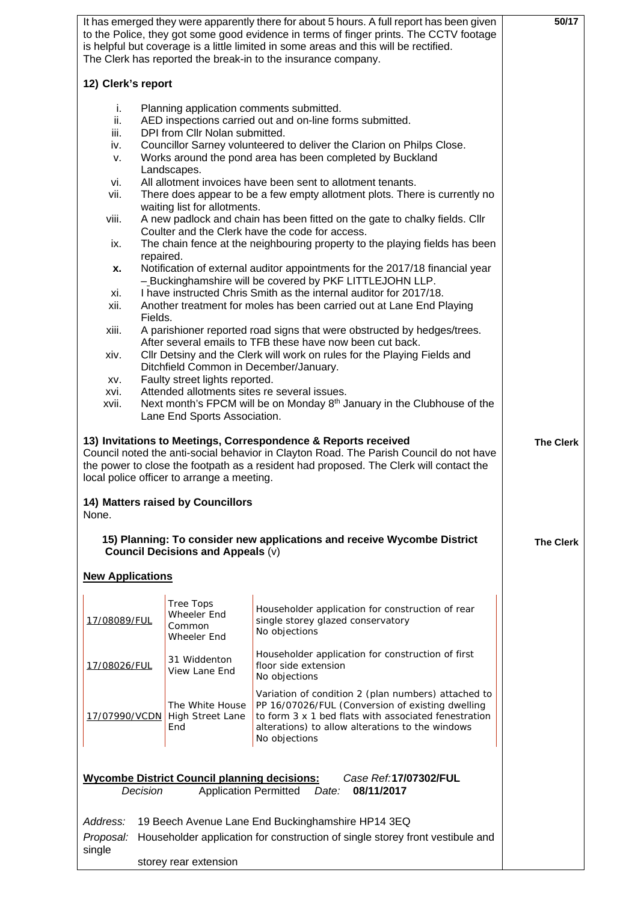It has emerged they were apparently there for about 5 hours. A full report has been given to the Police, they got some good evidence in terms of finger prints. The CCTV footage is helpful but coverage is a little limited in some areas and this will be rectified. The Clerk has reported the break-in to the insurance company.

50/17

**12) Clerk's report**

i. Planning application comments submitted.
ii. AED inspections carried out and on-line forms submitted.
iii. DPI from Cllr Nolan submitted.
iv. Councillor Sarney volunteered to deliver the Clarion on Philps Close.
v. Works around the pond area has been completed by Buckland Landscapes.
vi. All allotment invoices have been sent to allotment tenants.
vii. There does appear to be a few empty allotment plots. There is currently no waiting list for allotments.
viii. A new padlock and chain has been fitted on the gate to chalky fields. Cllr Coulter and the Clerk have the code for access.
ix. The chain fence at the neighbouring property to the playing fields has been repaired.
**x.** Notification of external auditor appointments for the 2017/18 financial year – Buckinghamshire will be covered by PKF LITTLEJOHN LLP.
xi. I have instructed Chris Smith as the internal auditor for 2017/18.
xii. Another treatment for moles has been carried out at Lane End Playing Fields.
xiii. A parishioner reported road signs that were obstructed by hedges/trees. After several emails to TFB these have now been cut back.
xiv. Cllr Detsiny and the Clerk will work on rules for the Playing Fields and Ditchfield Common in December/January.
xv. Faulty street lights reported.
xvi. Attended allotments sites re several issues.
xvii. Next month's FPCM will be on Monday 8th January in the Clubhouse of the Lane End Sports Association.

**13) Invitations to Meetings, Correspondence & Reports received**
Council noted the anti-social behavior in Clayton Road. The Parish Council do not have the power to close the footpath as a resident had proposed. The Clerk will contact the local police officer to arrange a meeting.

**The Clerk**

**14) Matters raised by Councillors**
None.

**15) Planning: To consider new applications and receive Wycombe District Council Decisions and Appeals** (v)

**The Clerk**

**New Applications**

| Ref | Address | Proposal |
|---|---|---|
| 17/08089/FUL | Tree Tops Wheeler End Common Wheeler End | Householder application for construction of rear single storey glazed conservatory<br>No objections |
| 17/08026/FUL | 31 Widdenton View Lane End | Householder application for construction of first floor side extension<br>No objections |
| 17/07990/VCDN | The White House High Street Lane End | Variation of condition 2 (plan numbers) attached to PP 16/07026/FUL (Conversion of existing dwelling to form 3 x 1 bed flats with associated fenestration alterations) to allow alterations to the windows<br>No objections |

**Wycombe District Council planning decisions:** *Case Ref:* **17/07302/FUL**
*Decision* Application Permitted *Date:* **08/11/2017**

*Address:* 19 Beech Avenue Lane End Buckinghamshire HP14 3EQ
*Proposal:* Householder application for construction of single storey front vestibule and single storey rear extension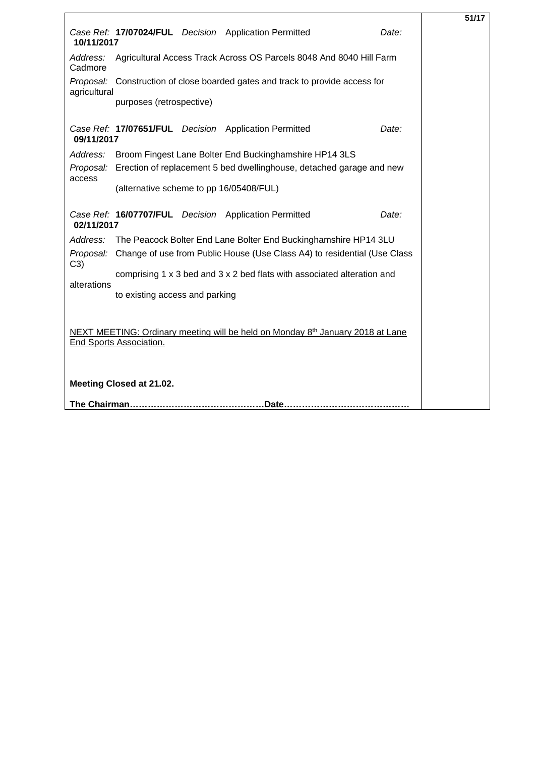51/17

*Case Ref:* **17/07024/FUL** *Decision* Application Permitted *Date:* **10/11/2017**

*Address:* Agricultural Access Track Across OS Parcels 8048 And 8040 Hill Farm Cadmore

*Proposal:* Construction of close boarded gates and track to provide access for agricultural purposes (retrospective)

*Case Ref:* **17/07651/FUL** *Decision* Application Permitted *Date:* **09/11/2017**

*Address:* Broom Fingest Lane Bolter End Buckinghamshire HP14 3LS

*Proposal:* Erection of replacement 5 bed dwellinghouse, detached garage and new access (alternative scheme to pp 16/05408/FUL)

*Case Ref:* **16/07707/FUL** *Decision* Application Permitted *Date:* **02/11/2017**

*Address:* The Peacock Bolter End Lane Bolter End Buckinghamshire HP14 3LU

*Proposal:* Change of use from Public House (Use Class A4) to residential (Use Class C3) comprising 1 x 3 bed and 3 x 2 bed flats with associated alteration and alterations to existing access and parking

<u>NEXT MEETING: Ordinary meeting will be held on Monday 8th January 2018 at Lane End Sports Association.</u>

**Meeting Closed at 21.02.**

**The Chairman……………………………………Date…………………………………**